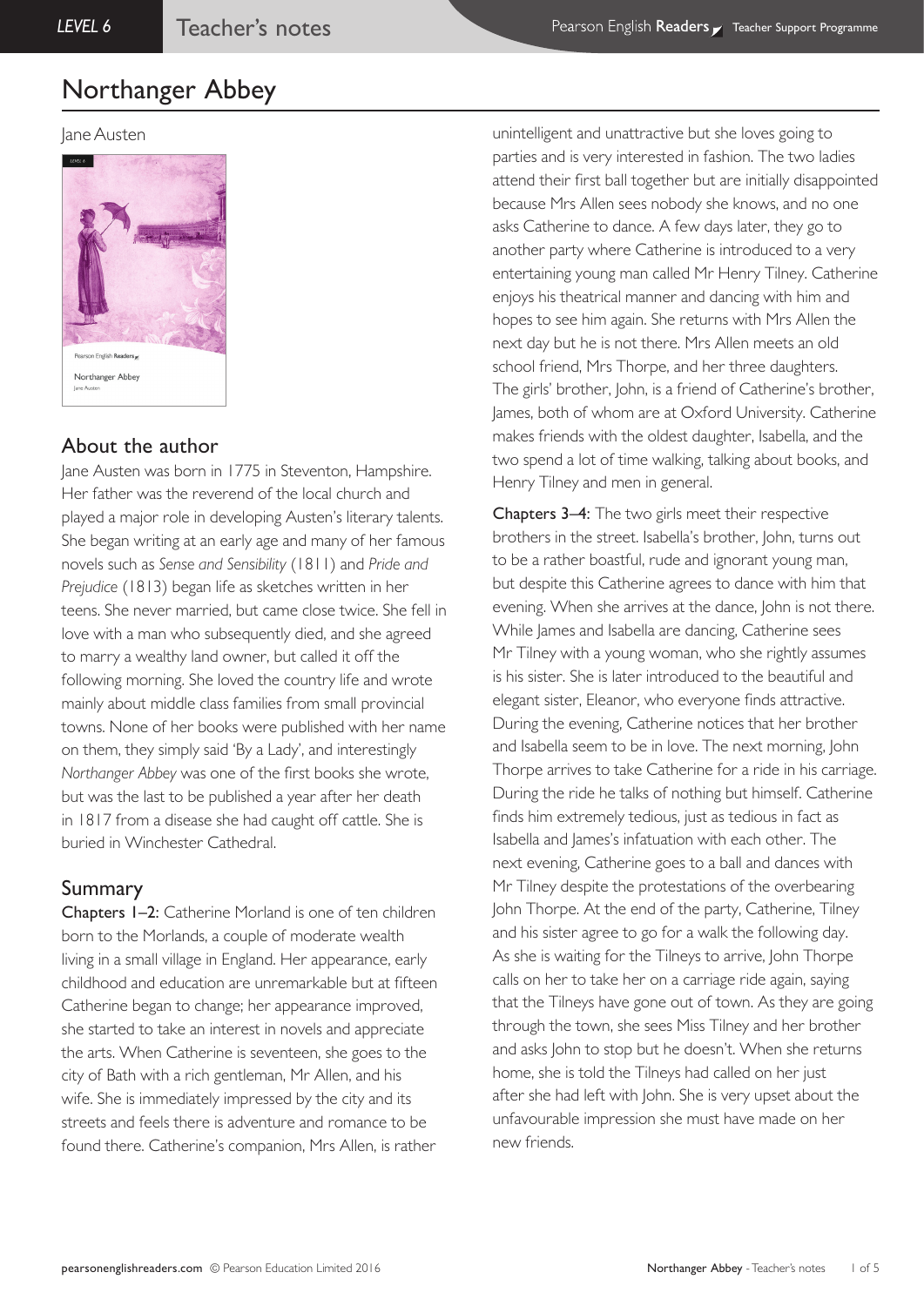# Northanger Abbey

Jane Austen

## About the author

Jane Austen was born in 1775 in Steventon, Hampshire. Her father was the reverend of the local church and played a major role in developing Austen's literary talents. She began writing at an early age and many of her famous novels such as *Sense and Sensibility* (1811) and *Pride and Prejudice* (1813) began life as sketches written in her teens. She never married, but came close twice. She fell in love with a man who subsequently died, and she agreed to marry a wealthy land owner, but called it off the following morning. She loved the country life and wrote mainly about middle class families from small provincial towns. None of her books were published with her name on them, they simply said 'By a Lady', and interestingly *Northanger Abbey* was one of the first books she wrote, but was the last to be published a year after her death in 1817 from a disease she had caught off cattle. She is buried in Winchester Cathedral.

## Summary

**Chapters 1–2:** Catherine Morland is one of ten children born to the Morlands, a couple of moderate wealth living in a small village in England. Her appearance, early childhood and education are unremarkable but at fifteen Catherine began to change; her appearance improved, she started to take an interest in novels and appreciate the arts. When Catherine is seventeen, she goes to the city of Bath with a rich gentleman, Mr Allen, and his wife. She is immediately impressed by the city and its streets and feels there is adventure and romance to be found there. Catherine's companion, Mrs Allen, is rather unintelligent and unattractive but she loves going to parties and is very interested in fashion. The two ladies attend their first ball together but are initially disappointed because Mrs Allen sees nobody she knows, and no one asks Catherine to dance. A few days later, they go to another party where Catherine is introduced to a very entertaining young man called Mr Henry Tilney. Catherine enjoys his theatrical manner and dancing with him and hopes to see him again. She returns with Mrs Allen the next day but he is not there. Mrs Allen meets an old school friend, Mrs Thorpe, and her three daughters. The girls' brother, John, is a friend of Catherine's brother, James, both of whom are at Oxford University. Catherine makes friends with the oldest daughter, Isabella, and the two spend a lot of time walking, talking about books, and Henry Tilney and men in general.

**Chapters 3–4:** The two girls meet their respective brothers in the street. Isabella's brother, John, turns out to be a rather boastful, rude and ignorant young man, but despite this Catherine agrees to dance with him that evening. When she arrives at the dance, John is not there. While James and Isabella are dancing, Catherine sees Mr Tilney with a young woman, who she rightly assumes is his sister. She is later introduced to the beautiful and elegant sister, Eleanor, who everyone finds attractive. During the evening, Catherine notices that her brother and Isabella seem to be in love. The next morning, John Thorpe arrives to take Catherine for a ride in his carriage. During the ride he talks of nothing but himself. Catherine finds him extremely tedious, just as tedious in fact as Isabella and James's infatuation with each other. The next evening, Catherine goes to a ball and dances with Mr Tilney despite the protestations of the overbearing John Thorpe. At the end of the party, Catherine, Tilney and his sister agree to go for a walk the following day. As she is waiting for the Tilneys to arrive, John Thorpe calls on her to take her on a carriage ride again, saying that the Tilneys have gone out of town. As they are going through the town, she sees Miss Tilney and her brother and asks John to stop but he doesn't. When she returns home, she is told the Tilneys had called on her just after she had left with John. She is very upset about the unfavourable impression she must have made on her new friends.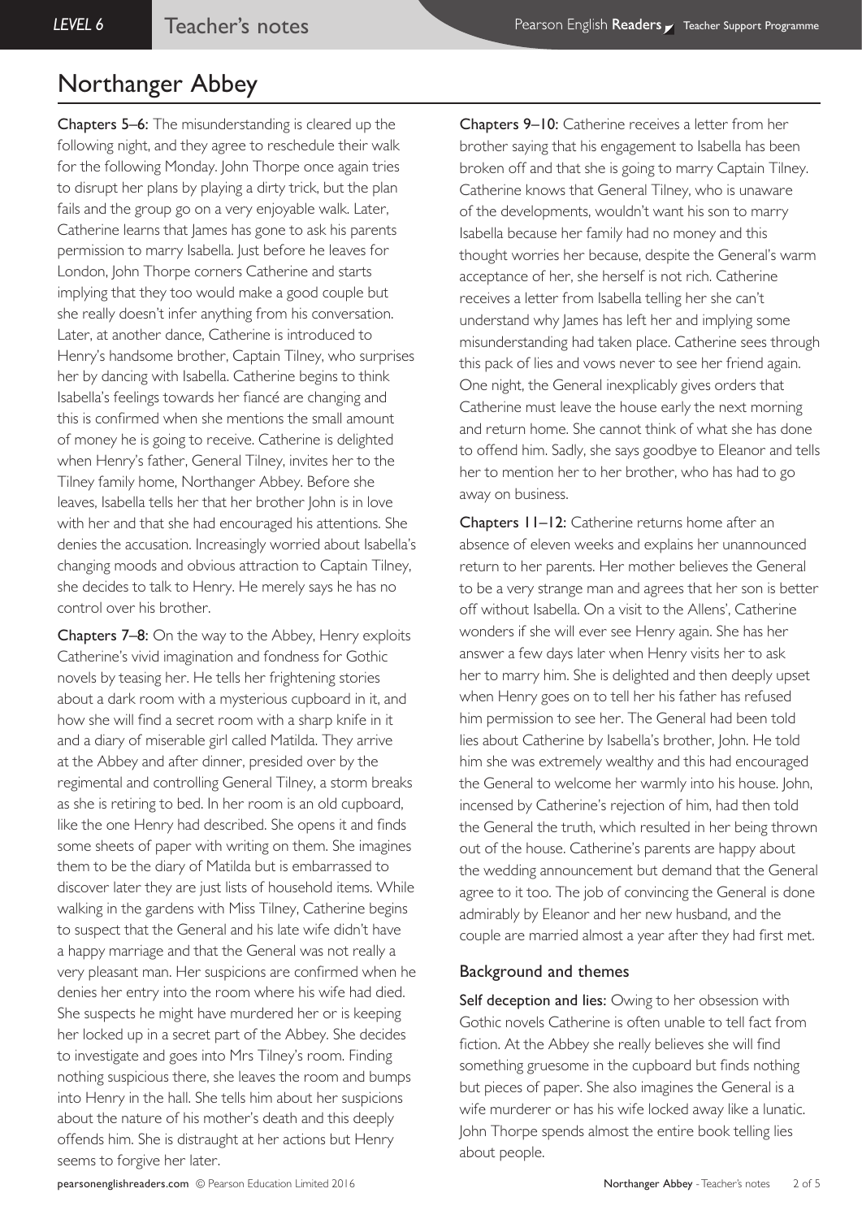# Northanger Abbey

**Chapters 5–6:** The misunderstanding is cleared up the following night, and they agree to reschedule their walk for the following Monday. John Thorpe once again tries to disrupt her plans by playing a dirty trick, but the plan fails and the group go on a very enjoyable walk. Later, Catherine learns that James has gone to ask his parents permission to marry Isabella. Just before he leaves for London, John Thorpe corners Catherine and starts implying that they too would make a good couple but she really doesn't infer anything from his conversation. Later, at another dance, Catherine is introduced to Henry's handsome brother, Captain Tilney, who surprises her by dancing with Isabella. Catherine begins to think Isabella's feelings towards her fiancé are changing and this is confirmed when she mentions the small amount of money he is going to receive. Catherine is delighted when Henry's father, General Tilney, invites her to the Tilney family home, Northanger Abbey. Before she leaves, Isabella tells her that her brother John is in love with her and that she had encouraged his attentions. She denies the accusation. Increasingly worried about Isabella's changing moods and obvious attraction to Captain Tilney, she decides to talk to Henry. He merely says he has no control over his brother.

**Chapters 7–8:** On the way to the Abbey, Henry exploits Catherine's vivid imagination and fondness for Gothic novels by teasing her. He tells her frightening stories about a dark room with a mysterious cupboard in it, and how she will find a secret room with a sharp knife in it and a diary of miserable girl called Matilda. They arrive at the Abbey and after dinner, presided over by the regimental and controlling General Tilney, a storm breaks as she is retiring to bed. In her room is an old cupboard, like the one Henry had described. She opens it and finds some sheets of paper with writing on them. She imagines them to be the diary of Matilda but is embarrassed to discover later they are just lists of household items. While walking in the gardens with Miss Tilney, Catherine begins to suspect that the General and his late wife didn't have a happy marriage and that the General was not really a very pleasant man. Her suspicions are confirmed when he denies her entry into the room where his wife had died. She suspects he might have murdered her or is keeping her locked up in a secret part of the Abbey. She decides to investigate and goes into Mrs Tilney's room. Finding nothing suspicious there, she leaves the room and bumps into Henry in the hall. She tells him about her suspicions about the nature of his mother's death and this deeply offends him. She is distraught at her actions but Henry seems to forgive her later.

**Chapters 9–10:** Catherine receives a letter from her brother saying that his engagement to Isabella has been broken off and that she is going to marry Captain Tilney. Catherine knows that General Tilney, who is unaware of the developments, wouldn't want his son to marry Isabella because her family had no money and this thought worries her because, despite the General's warm acceptance of her, she herself is not rich. Catherine receives a letter from Isabella telling her she can't understand why James has left her and implying some misunderstanding had taken place. Catherine sees through this pack of lies and vows never to see her friend again. One night, the General inexplicably gives orders that Catherine must leave the house early the next morning and return home. She cannot think of what she has done to offend him. Sadly, she says goodbye to Eleanor and tells her to mention her to her brother, who has had to go away on business.

**Chapters 11–12:** Catherine returns home after an absence of eleven weeks and explains her unannounced return to her parents. Her mother believes the General to be a very strange man and agrees that her son is better off without Isabella. On a visit to the Allens', Catherine wonders if she will ever see Henry again. She has her answer a few days later when Henry visits her to ask her to marry him. She is delighted and then deeply upset when Henry goes on to tell her his father has refused him permission to see her. The General had been told lies about Catherine by Isabella's brother, John. He told him she was extremely wealthy and this had encouraged the General to welcome her warmly into his house. John, incensed by Catherine's rejection of him, had then told the General the truth, which resulted in her being thrown out of the house. Catherine's parents are happy about the wedding announcement but demand that the General agree to it too. The job of convincing the General is done admirably by Eleanor and her new husband, and the couple are married almost a year after they had first met.

## Background and themes

**Self deception and lies:** Owing to her obsession with Gothic novels Catherine is often unable to tell fact from fiction. At the Abbey she really believes she will find something gruesome in the cupboard but finds nothing but pieces of paper. She also imagines the General is a wife murderer or has his wife locked away like a lunatic. John Thorpe spends almost the entire book telling lies about people.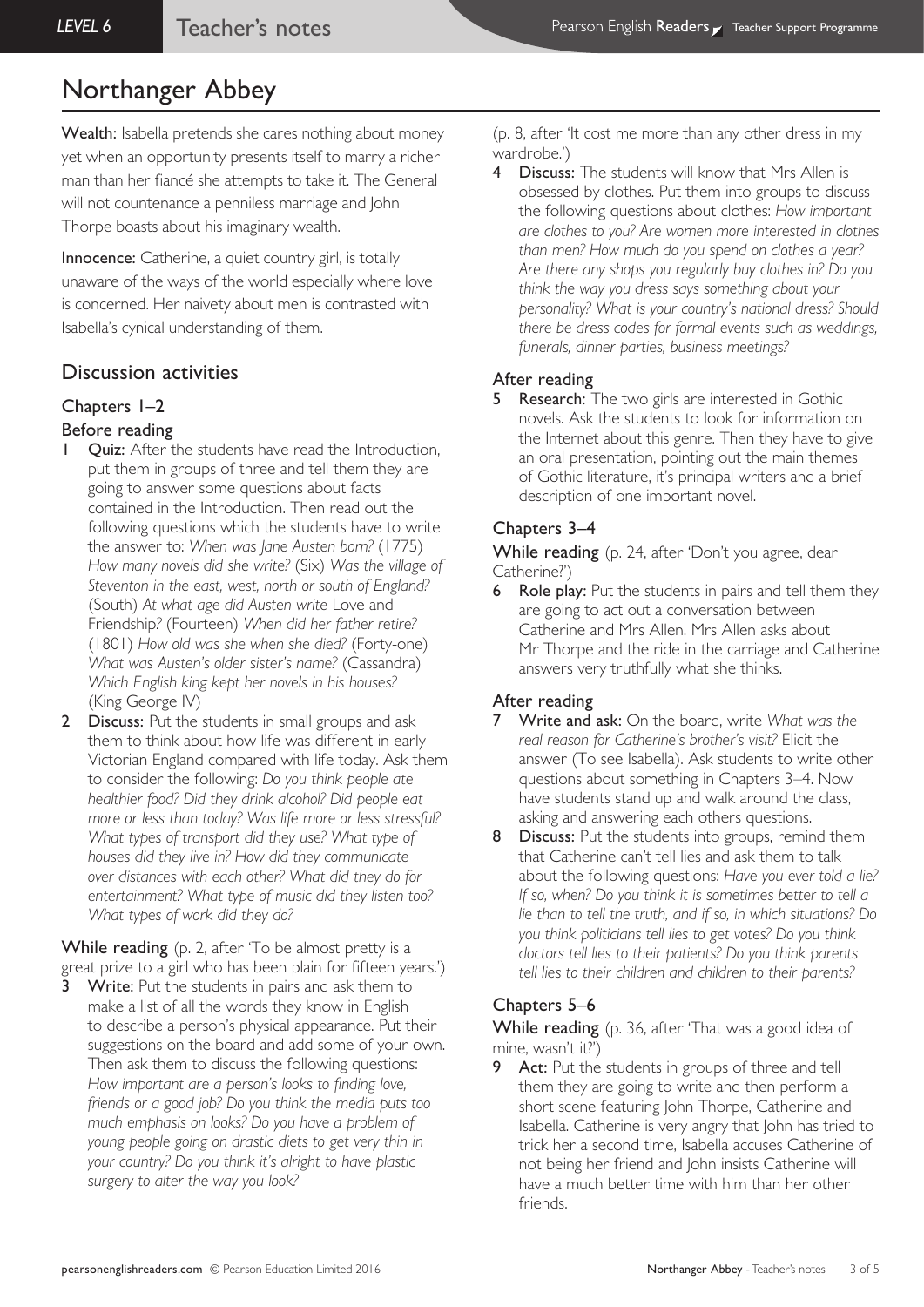# Northanger Abbey

**Wealth:** Isabella pretends she cares nothing about money yet when an opportunity presents itself to marry a richer man than her fiancé she attempts to take it. The General will not countenance a penniless marriage and John Thorpe boasts about his imaginary wealth.

**Innocence:** Catherine, a quiet country girl, is totally unaware of the ways of the world especially where love is concerned. Her naivety about men is contrasted with Isabella's cynical understanding of them.

## Discussion activities

### Chapters 1–2

#### Before reading

1 **Quiz:** After the students have read the Introduction, put them in groups of three and tell them they are going to answer some questions about facts contained in the Introduction. Then read out the following questions which the students have to write the answer to: *When was Jane Austen born?* (1775) *How many novels did she write?* (Six) *Was the village of Steventon in the east, west, north or south of England?* (South) *At what age did Austen write* Love and Friendship*?* (Fourteen) *When did her father retire?* (1801) *How old was she when she died?* (Forty-one) *What was Austen's older sister's name?* (Cassandra) *Which English king kept her novels in his houses?* (King George IV)

2 **Discuss:** Put the students in small groups and ask them to think about how life was different in early Victorian England compared with life today. Ask them to consider the following: *Do you think people ate healthier food? Did they drink alcohol? Did people eat more or less than today? Was life more or less stressful? What types of transport did they use? What type of houses did they live in? How did they communicate over distances with each other? What did they do for entertainment? What type of music did they listen too? What types of work did they do?*

**While reading** (p. 2, after 'To be almost pretty is a great prize to a girl who has been plain for fifteen years.')

3 **Write:** Put the students in pairs and ask them to make a list of all the words they know in English to describe a person's physical appearance. Put their suggestions on the board and add some of your own. Then ask them to discuss the following questions: *How important are a person's looks to finding love, friends or a good job? Do you think the media puts too much emphasis on looks? Do you have a problem of young people going on drastic diets to get very thin in your country? Do you think it's alright to have plastic surgery to alter the way you look?*

(p. 8, after 'It cost me more than any other dress in my wardrobe.')

4 **Discuss:** The students will know that Mrs Allen is obsessed by clothes. Put them into groups to discuss the following questions about clothes: *How important are clothes to you? Are women more interested in clothes than men? How much do you spend on clothes a year? Are there any shops you regularly buy clothes in? Do you think the way you dress says something about your personality? What is your country's national dress? Should there be dress codes for formal events such as weddings, funerals, dinner parties, business meetings?*

#### After reading

5 **Research:** The two girls are interested in Gothic novels. Ask the students to look for information on the Internet about this genre. Then they have to give an oral presentation, pointing out the main themes of Gothic literature, it's principal writers and a brief description of one important novel.

### Chapters 3–4

**While reading** (p. 24, after 'Don't you agree, dear Catherine?')

6 **Role play:** Put the students in pairs and tell them they are going to act out a conversation between Catherine and Mrs Allen. Mrs Allen asks about Mr Thorpe and the ride in the carriage and Catherine answers very truthfully what she thinks.

#### After reading

7 **Write and ask:** On the board, write *What was the real reason for Catherine's brother's visit?* Elicit the answer (To see Isabella). Ask students to write other questions about something in Chapters 3–4. Now have students stand up and walk around the class, asking and answering each others questions.

8 **Discuss:** Put the students into groups, remind them that Catherine can't tell lies and ask them to talk about the following questions: *Have you ever told a lie? If so, when? Do you think it is sometimes better to tell a lie than to tell the truth, and if so, in which situations? Do you think politicians tell lies to get votes? Do you think doctors tell lies to their patients? Do you think parents tell lies to their children and children to their parents?*

### Chapters 5–6

**While reading** (p. 36, after 'That was a good idea of mine, wasn't it?')

9 **Act:** Put the students in groups of three and tell them they are going to write and then perform a short scene featuring John Thorpe, Catherine and Isabella. Catherine is very angry that John has tried to trick her a second time, Isabella accuses Catherine of not being her friend and John insists Catherine will have a much better time with him than her other friends.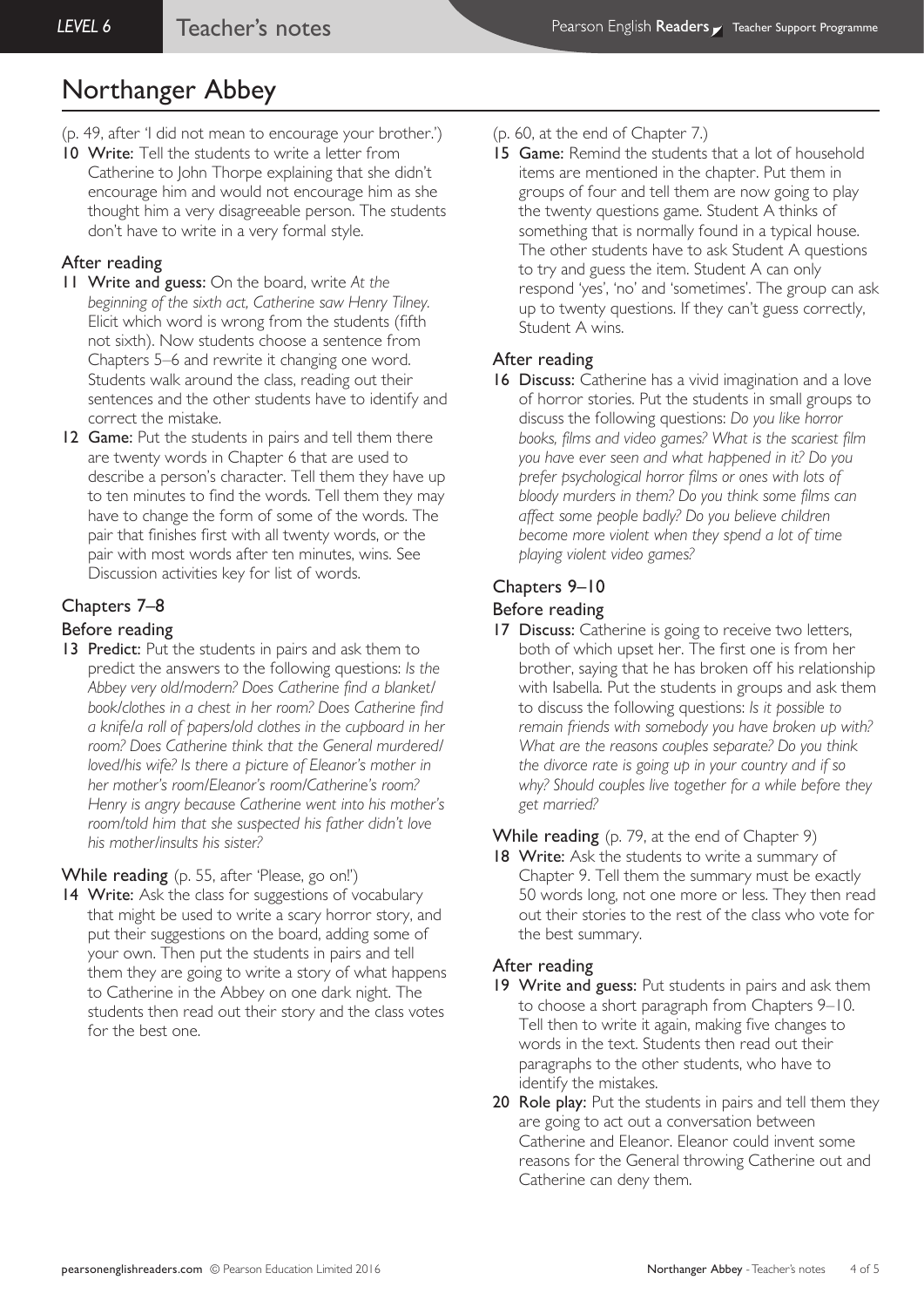# Northanger Abbey

(p. 49, after 'I did not mean to encourage your brother.')

10 **Write:** Tell the students to write a letter from Catherine to John Thorpe explaining that she didn't encourage him and would not encourage him as she thought him a very disagreeable person. The students don't have to write in a very formal style.

### After reading

11 **Write and guess:** On the board, write *At the beginning of the sixth act, Catherine saw Henry Tilney.* Elicit which word is wrong from the students (fifth not sixth). Now students choose a sentence from Chapters 5–6 and rewrite it changing one word. Students walk around the class, reading out their sentences and the other students have to identify and correct the mistake.

12 **Game:** Put the students in pairs and tell them there are twenty words in Chapter 6 that are used to describe a person's character. Tell them they have up to ten minutes to find the words. Tell them they may have to change the form of some of the words. The pair that finishes first with all twenty words, or the pair with most words after ten minutes, wins. See Discussion activities key for list of words.

## Chapters 7–8

### Before reading

13 **Predict:** Put the students in pairs and ask them to predict the answers to the following questions: *Is the Abbey very old/modern? Does Catherine find a blanket/book/clothes in a chest in her room? Does Catherine find a knife/a roll of papers/old clothes in the cupboard in her room? Does Catherine think that the General murdered/loved/his wife? Is there a picture of Eleanor's mother in her mother's room/Eleanor's room/Catherine's room? Henry is angry because Catherine went into his mother's room/told him that she suspected his father didn't love his mother/insults his sister?*

### While reading (p. 55, after 'Please, go on!')

14 **Write:** Ask the class for suggestions of vocabulary that might be used to write a scary horror story, and put their suggestions on the board, adding some of your own. Then put the students in pairs and tell them they are going to write a story of what happens to Catherine in the Abbey on one dark night. The students then read out their story and the class votes for the best one.

(p. 60, at the end of Chapter 7.)

15 **Game:** Remind the students that a lot of household items are mentioned in the chapter. Put them in groups of four and tell them are now going to play the twenty questions game. Student A thinks of something that is normally found in a typical house. The other students have to ask Student A questions to try and guess the item. Student A can only respond 'yes', 'no' and 'sometimes'. The group can ask up to twenty questions. If they can't guess correctly, Student A wins.

### After reading

16 **Discuss:** Catherine has a vivid imagination and a love of horror stories. Put the students in small groups to discuss the following questions: *Do you like horror books, films and video games? What is the scariest film you have ever seen and what happened in it? Do you prefer psychological horror films or ones with lots of bloody murders in them? Do you think some films can affect some people badly? Do you believe children become more violent when they spend a lot of time playing violent video games?*

## Chapters 9–10

### Before reading

17 **Discuss:** Catherine is going to receive two letters, both of which upset her. The first one is from her brother, saying that he has broken off his relationship with Isabella. Put the students in groups and ask them to discuss the following questions: *Is it possible to remain friends with somebody you have broken up with? What are the reasons couples separate? Do you think the divorce rate is going up in your country and if so why? Should couples live together for a while before they get married?*

### While reading (p. 79, at the end of Chapter 9)

18 **Write:** Ask the students to write a summary of Chapter 9. Tell them the summary must be exactly 50 words long, not one more or less. They then read out their stories to the rest of the class who vote for the best summary.

### After reading

19 **Write and guess:** Put students in pairs and ask them to choose a short paragraph from Chapters 9–10. Tell then to write it again, making five changes to words in the text. Students then read out their paragraphs to the other students, who have to identify the mistakes.

20 **Role play:** Put the students in pairs and tell them they are going to act out a conversation between Catherine and Eleanor. Eleanor could invent some reasons for the General throwing Catherine out and Catherine can deny them.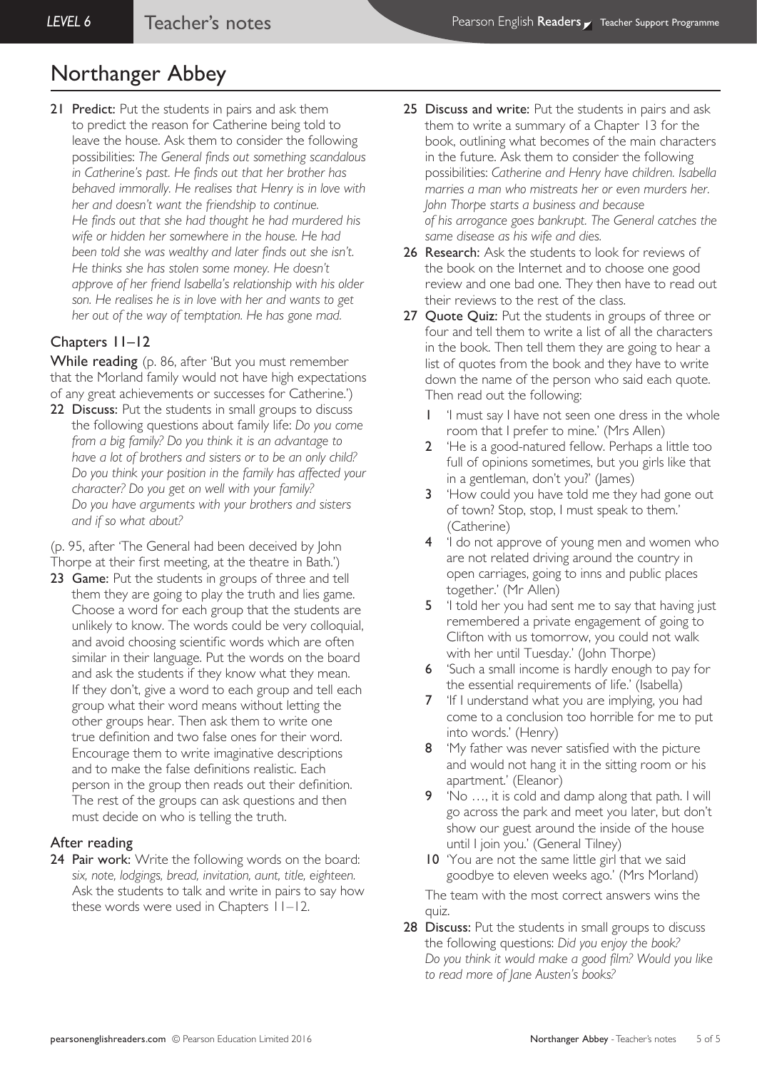# Northanger Abbey

21 **Predict:** Put the students in pairs and ask them to predict the reason for Catherine being told to leave the house. Ask them to consider the following possibilities: *The General finds out something scandalous in Catherine's past. He finds out that her brother has behaved immorally. He realises that Henry is in love with her and doesn't want the friendship to continue. He finds out that she had thought he had murdered his wife or hidden her somewhere in the house. He had been told she was wealthy and later finds out she isn't. He thinks she has stolen some money. He doesn't approve of her friend Isabella's relationship with his older son. He realises he is in love with her and wants to get her out of the way of temptation. He has gone mad.*

## Chapters 11–12

**While reading** (p. 86, after 'But you must remember that the Morland family would not have high expectations of any great achievements or successes for Catherine.')

22 **Discuss:** Put the students in small groups to discuss the following questions about family life: *Do you come from a big family? Do you think it is an advantage to have a lot of brothers and sisters or to be an only child? Do you think your position in the family has affected your character? Do you get on well with your family? Do you have arguments with your brothers and sisters and if so what about?*

(p. 95, after 'The General had been deceived by John Thorpe at their first meeting, at the theatre in Bath.')

23 **Game:** Put the students in groups of three and tell them they are going to play the truth and lies game. Choose a word for each group that the students are unlikely to know. The words could be very colloquial, and avoid choosing scientific words which are often similar in their language. Put the words on the board and ask the students if they know what they mean. If they don't, give a word to each group and tell each group what their word means without letting the other groups hear. Then ask them to write one true definition and two false ones for their word. Encourage them to write imaginative descriptions and to make the false definitions realistic. Each person in the group then reads out their definition. The rest of the groups can ask questions and then must decide on who is telling the truth.

## After reading

24 **Pair work:** Write the following words on the board: *six, note, lodgings, bread, invitation, aunt, title, eighteen.* Ask the students to talk and write in pairs to say how these words were used in Chapters 11–12.

25 **Discuss and write:** Put the students in pairs and ask them to write a summary of a Chapter 13 for the book, outlining what becomes of the main characters in the future. Ask them to consider the following possibilities: *Catherine and Henry have children. Isabella marries a man who mistreats her or even murders her. John Thorpe starts a business and because of his arrogance goes bankrupt. The General catches the same disease as his wife and dies.*

26 **Research:** Ask the students to look for reviews of the book on the Internet and to choose one good review and one bad one. They then have to read out their reviews to the rest of the class.

27 **Quote Quiz:** Put the students in groups of three or four and tell them to write a list of all the characters in the book. Then tell them they are going to hear a list of quotes from the book and they have to write down the name of the person who said each quote. Then read out the following:

1. 'I must say I have not seen one dress in the whole room that I prefer to mine.' (Mrs Allen)
2. 'He is a good-natured fellow. Perhaps a little too full of opinions sometimes, but you girls like that in a gentleman, don't you?' (James)
3. 'How could you have told me they had gone out of town? Stop, stop, I must speak to them.' (Catherine)
4. 'I do not approve of young men and women who are not related driving around the country in open carriages, going to inns and public places together.' (Mr Allen)
5. 'I told her you had sent me to say that having just remembered a private engagement of going to Clifton with us tomorrow, you could not walk with her until Tuesday.' (John Thorpe)
6. 'Such a small income is hardly enough to pay for the essential requirements of life.' (Isabella)
7. 'If I understand what you are implying, you had come to a conclusion too horrible for me to put into words.' (Henry)
8. 'My father was never satisfied with the picture and would not hang it in the sitting room or his apartment.' (Eleanor)
9. 'No …, it is cold and damp along that path. I will go across the park and meet you later, but don't show our guest around the inside of the house until I join you.' (General Tilney)
10. 'You are not the same little girl that we said goodbye to eleven weeks ago.' (Mrs Morland)

The team with the most correct answers wins the quiz.

28 **Discuss:** Put the students in small groups to discuss the following questions: *Did you enjoy the book? Do you think it would make a good film? Would you like to read more of Jane Austen's books?*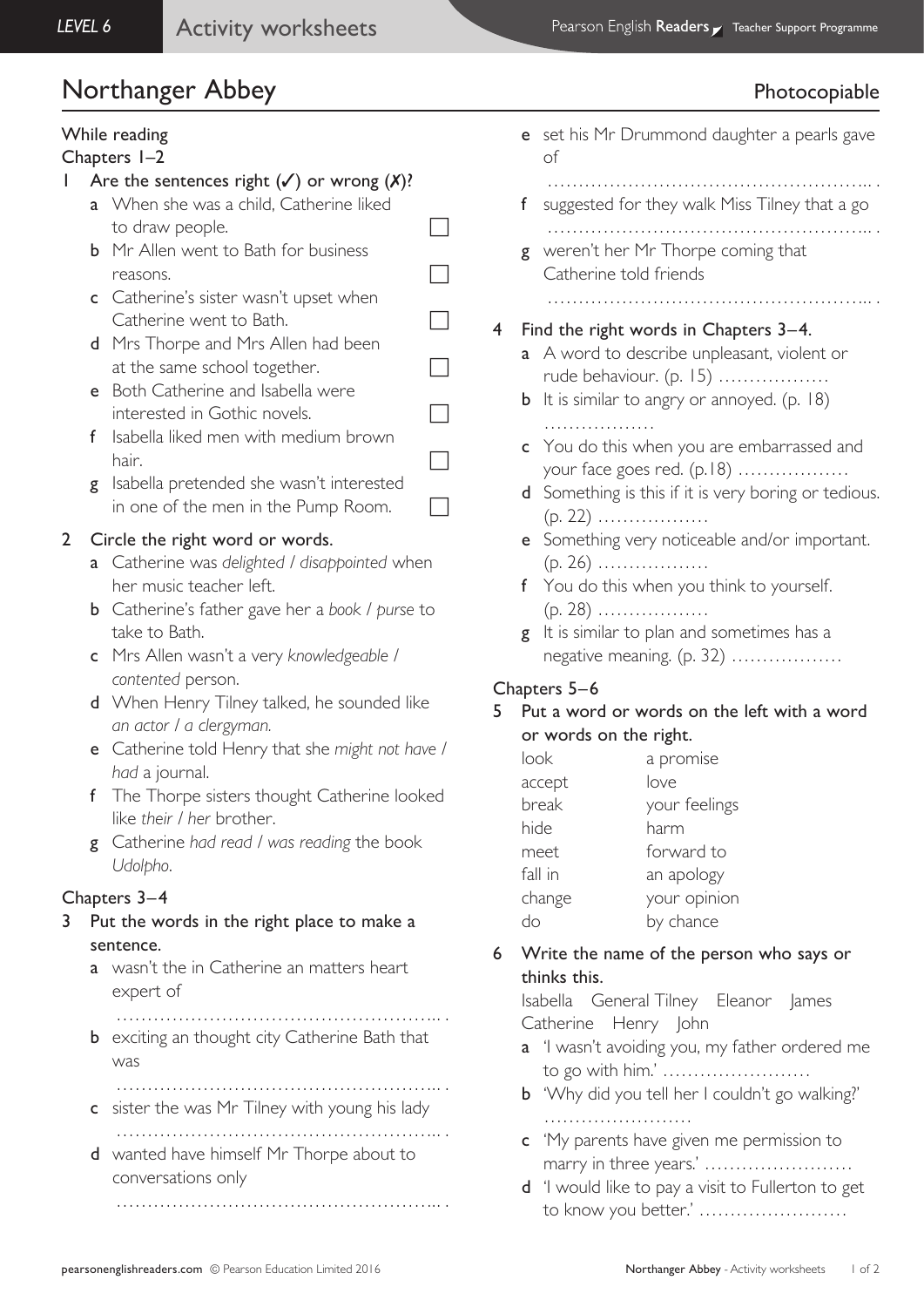# Northanger Abbey

Photocopiable

## While reading

### Chapters 1–2

**1 Are the sentences right (✓) or wrong (✗)?**

- **a** When she was a child, Catherine liked to draw people. ☐
- **b** Mr Allen went to Bath for business reasons. ☐
- **c** Catherine's sister wasn't upset when Catherine went to Bath. ☐
- **d** Mrs Thorpe and Mrs Allen had been at the same school together. ☐
- **e** Both Catherine and Isabella were interested in Gothic novels. ☐
- **f** Isabella liked men with medium brown hair. ☐
- **g** Isabella pretended she wasn't interested in one of the men in the Pump Room. ☐

**2 Circle the right word or words.**

- **a** Catherine was *delighted* / *disappointed* when her music teacher left.
- **b** Catherine's father gave her a *book* / *purse* to take to Bath.
- **c** Mrs Allen wasn't a very *knowledgeable* / *contented* person.
- **d** When Henry Tilney talked, he sounded like *an actor* / *a clergyman*.
- **e** Catherine told Henry that she *might not have* / *had* a journal.
- **f** The Thorpe sisters thought Catherine looked like *their* / *her* brother.
- **g** Catherine *had read* / *was reading* the book *Udolpho*.

### Chapters 3–4

**3 Put the words in the right place to make a sentence.**

- **a** wasn't the in Catherine an matters heart expert of

  ……………………………………………….

- **b** exciting an thought city Catherine Bath that was

  ……………………………………………….

- **c** sister the was Mr Tilney with young his lady

  ……………………………………………….

- **d** wanted have himself Mr Thorpe about to conversations only

  ……………………………………………….

- **e** set his Mr Drummond daughter a pearls gave of

  ……………………………………………….

- **f** suggested for they walk Miss Tilney that a go

  ……………………………………………….

- **g** weren't her Mr Thorpe coming that Catherine told friends

  ……………………………………………….

**4 Find the right words in Chapters 3–4.**

- **a** A word to describe unpleasant, violent or rude behaviour. (p. 15) ………………
- **b** It is similar to angry or annoyed. (p. 18) ………………
- **c** You do this when you are embarrassed and your face goes red. (p.18) ………………
- **d** Something is this if it is very boring or tedious. (p. 22) ………………
- **e** Something very noticeable and/or important. (p. 26) ………………
- **f** You do this when you think to yourself. (p. 28) ………………
- **g** It is similar to plan and sometimes has a negative meaning. (p. 32) ………………

### Chapters 5–6

**5 Put a word or words on the left with a word or words on the right.**

| | |
|---|---|
| look | a promise |
| accept | love |
| break | your feelings |
| hide | harm |
| meet | forward to |
| fall in | an apology |
| change | your opinion |
| do | by chance |

**6 Write the name of the person who says or thinks this.**

Isabella General Tilney Eleanor James Catherine Henry John

- **a** 'I wasn't avoiding you, my father ordered me to go with him.' ……………………
- **b** 'Why did you tell her I couldn't go walking?' ……………………
- **c** 'My parents have given me permission to marry in three years.' ……………………
- **d** 'I would like to pay a visit to Fullerton to get to know you better.' ……………………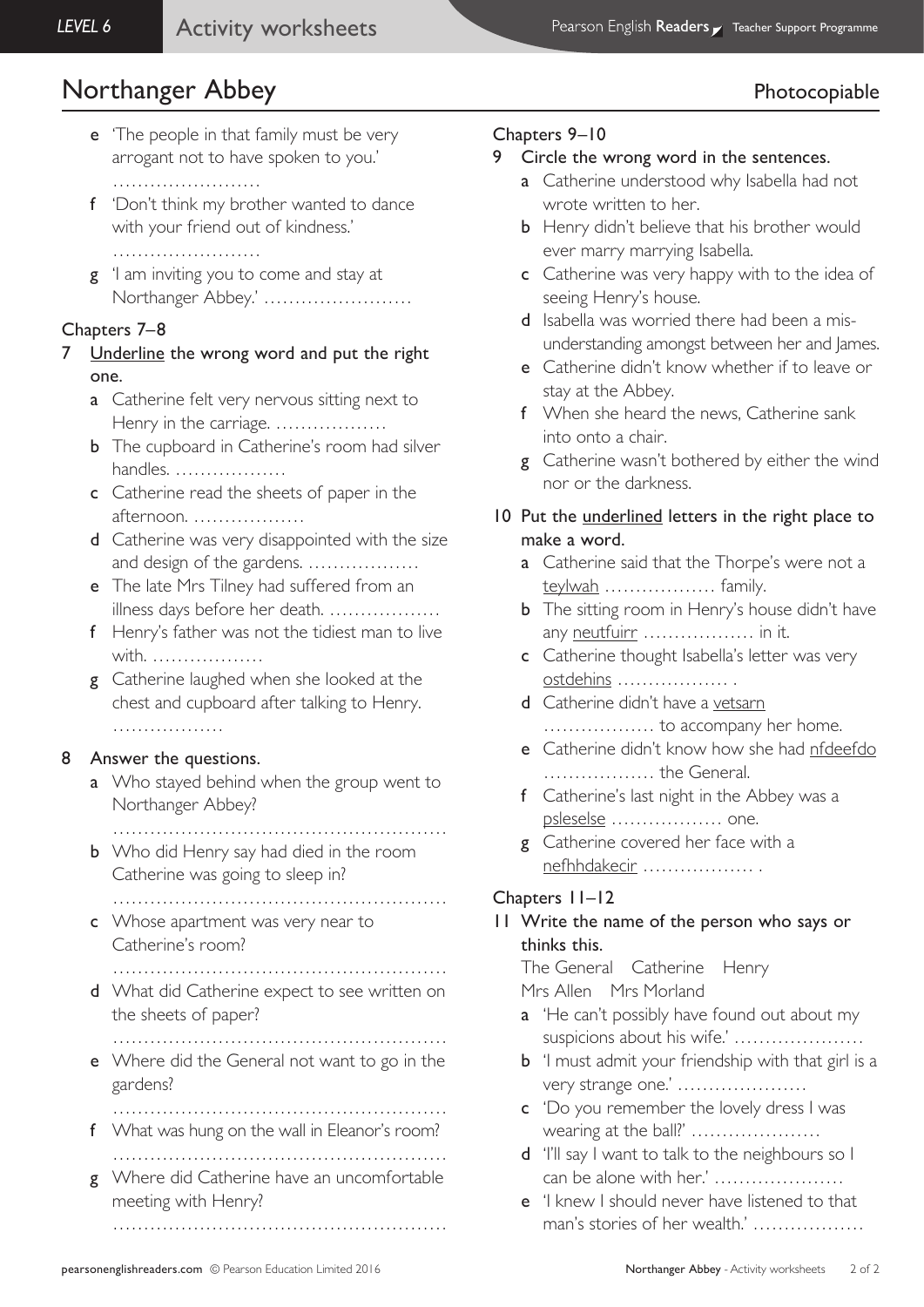# Northanger Abbey

Photocopiable

e 'The people in that family must be very arrogant not to have spoken to you.' ........................

f 'Don't think my brother wanted to dance with your friend out of kindness.' ........................

g 'I am inviting you to come and stay at Northanger Abbey.' ........................

## Chapters 7–8

**7 Underline the wrong word and put the right one.**

a Catherine felt very nervous sitting next to Henry in the carriage. ..................

b The cupboard in Catherine's room had silver handles. ..................

c Catherine read the sheets of paper in the afternoon. ..................

d Catherine was very disappointed with the size and design of the gardens. ..................

e The late Mrs Tilney had suffered from an illness days before her death. ..................

f Henry's father was not the tidiest man to live with. ..................

g Catherine laughed when she looked at the chest and cupboard after talking to Henry. ..................

**8 Answer the questions.**

a Who stayed behind when the group went to Northanger Abbey?
.....................................................

b Who did Henry say had died in the room Catherine was going to sleep in?
.....................................................

c Whose apartment was very near to Catherine's room?
.....................................................

d What did Catherine expect to see written on the sheets of paper?
.....................................................

e Where did the General not want to go in the gardens?
.....................................................

f What was hung on the wall in Eleanor's room?
.....................................................

g Where did Catherine have an uncomfortable meeting with Henry?
.....................................................

## Chapters 9–10

**9 Circle the wrong word in the sentences.**

a Catherine understood why Isabella had not wrote written to her.

b Henry didn't believe that his brother would ever marry marrying Isabella.

c Catherine was very happy with to the idea of seeing Henry's house.

d Isabella was worried there had been a misunderstanding amongst between her and James.

e Catherine didn't know whether if to leave or stay at the Abbey.

f When she heard the news, Catherine sank into onto a chair.

g Catherine wasn't bothered by either the wind nor or the darkness.

**10 Put the underlined letters in the right place to make a word.**

a Catherine said that the Thorpe's were not a teylwah .................. family.

b The sitting room in Henry's house didn't have any neutfuirr .................. in it.

c Catherine thought Isabella's letter was very ostdehins .................. .

d Catherine didn't have a vetsarn .................. to accompany her home.

e Catherine didn't know how she had nfdeefdo .................. the General.

f Catherine's last night in the Abbey was a psleselse .................. one.

g Catherine covered her face with a nefhhdakecir .................. .

## Chapters 11–12

**11 Write the name of the person who says or thinks this.**

The General Catherine Henry
Mrs Allen Mrs Morland

a 'He can't possibly have found out about my suspicions about his wife.' .....................

b 'I must admit your friendship with that girl is a very strange one.' .....................

c 'Do you remember the lovely dress I was wearing at the ball?' .....................

d 'I'll say I want to talk to the neighbours so I can be alone with her.' .....................

e 'I knew I should never have listened to that man's stories of her wealth.' ..................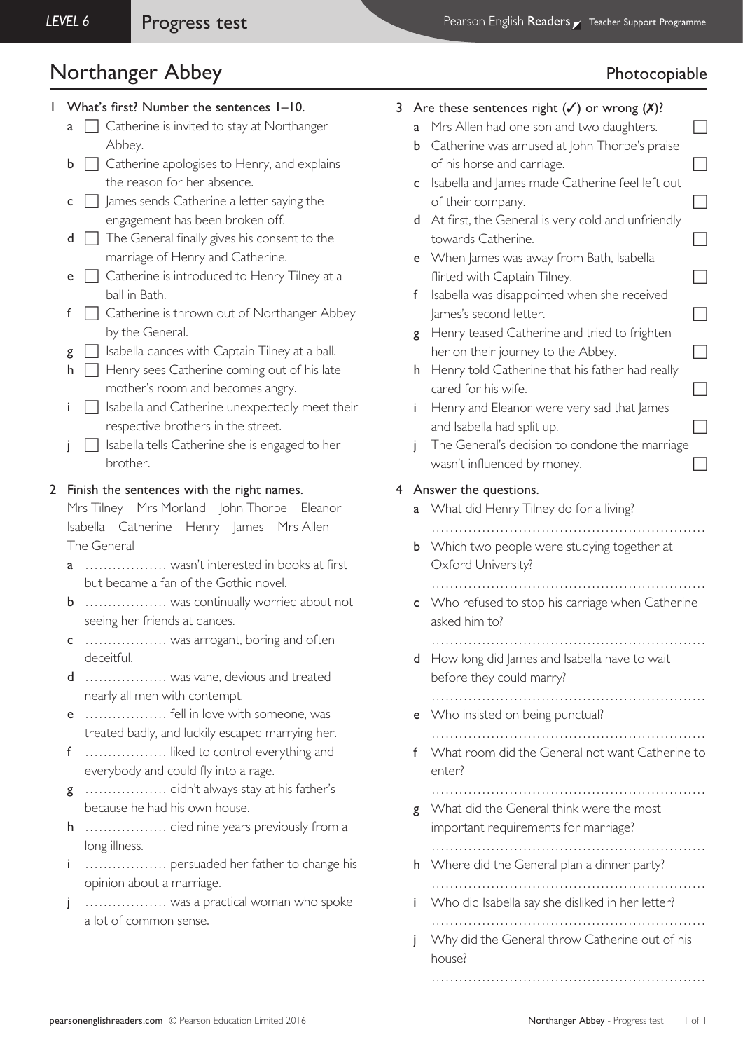# Northanger Abbey

Photocopiable

1 What's first? Number the sentences 1–10.

a ☐ Catherine is invited to stay at Northanger Abbey.
b ☐ Catherine apologises to Henry, and explains the reason for her absence.
c ☐ James sends Catherine a letter saying the engagement has been broken off.
d ☐ The General finally gives his consent to the marriage of Henry and Catherine.
e ☐ Catherine is introduced to Henry Tilney at a ball in Bath.
f ☐ Catherine is thrown out of Northanger Abbey by the General.
g ☐ Isabella dances with Captain Tilney at a ball.
h ☐ Henry sees Catherine coming out of his late mother's room and becomes angry.
i ☐ Isabella and Catherine unexpectedly meet their respective brothers in the street.
j ☐ Isabella tells Catherine she is engaged to her brother.

2 Finish the sentences with the right names.

Mrs Tilney Mrs Morland John Thorpe Eleanor Isabella Catherine Henry James Mrs Allen The General

a .................. wasn't interested in books at first but became a fan of the Gothic novel.
b .................. was continually worried about not seeing her friends at dances.
c .................. was arrogant, boring and often deceitful.
d .................. was vane, devious and treated nearly all men with contempt.
e .................. fell in love with someone, was treated badly, and luckily escaped marrying her.
f .................. liked to control everything and everybody and could fly into a rage.
g .................. didn't always stay at his father's because he had his own house.
h .................. died nine years previously from a long illness.
i .................. persuaded her father to change his opinion about a marriage.
j .................. was a practical woman who spoke a lot of common sense.

3 Are these sentences right (✓) or wrong (✗)?

a Mrs Allen had one son and two daughters. ☐
b Catherine was amused at John Thorpe's praise of his horse and carriage. ☐
c Isabella and James made Catherine feel left out of their company. ☐
d At first, the General is very cold and unfriendly towards Catherine. ☐
e When James was away from Bath, Isabella flirted with Captain Tilney. ☐
f Isabella was disappointed when she received James's second letter. ☐
g Henry teased Catherine and tried to frighten her on their journey to the Abbey. ☐
h Henry told Catherine that his father had really cared for his wife. ☐
i Henry and Eleanor were very sad that James and Isabella had split up. ☐
j The General's decision to condone the marriage wasn't influenced by money. ☐

4 Answer the questions.

a What did Henry Tilney do for a living?

...........................................................

b Which two people were studying together at Oxford University?

...........................................................

c Who refused to stop his carriage when Catherine asked him to?

...........................................................

d How long did James and Isabella have to wait before they could marry?

...........................................................

e Who insisted on being punctual?

...........................................................

f What room did the General not want Catherine to enter?

...........................................................

g What did the General think were the most important requirements for marriage?

...........................................................

h Where did the General plan a dinner party?

...........................................................

i Who did Isabella say she disliked in her letter?

...........................................................

j Why did the General throw Catherine out of his house?

...........................................................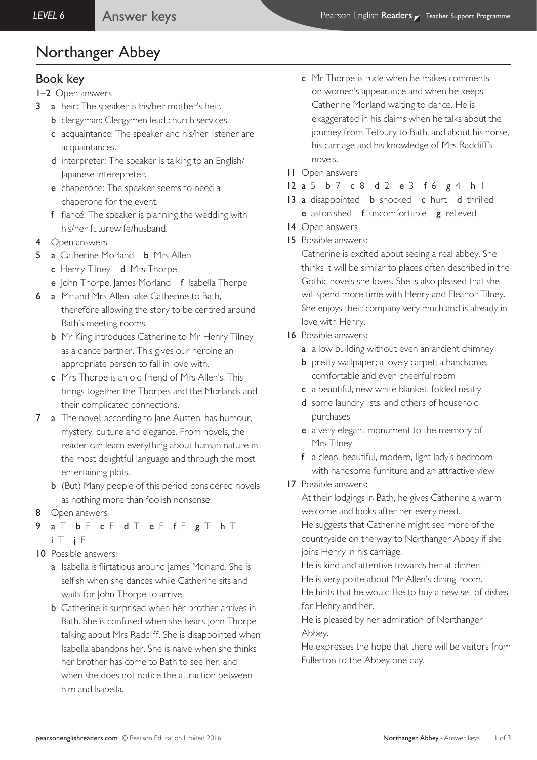# Northanger Abbey

## Book key

1–2 Open answers

3 a heir: The speaker is his/her mother's heir.
  b clergyman: Clergymen lead church services.
  c acquaintance: The speaker and his/her listener are acquaintances.
  d interpreter: The speaker is talking to an English/Japanese interepreter.
  e chaperone: The speaker seems to need a chaperone for the event.
  f fiancé: The speaker is planning the wedding with his/her futurewife/husband.

4 Open answers

5 a Catherine Morland b Mrs Allen
  c Henry Tilney d Mrs Thorpe
  e John Thorpe, James Morland f Isabella Thorpe

6 a Mr and Mrs Allen take Catherine to Bath, therefore allowing the story to be centred around Bath's meeting rooms.
  b Mr King introduces Catherine to Mr Henry Tilney as a dance partner. This gives our heroine an appropriate person to fall in love with.
  c Mrs Thorpe is an old friend of Mrs Allen's. This brings together the Thorpes and the Morlands and their complicated connections.

7 a The novel, according to Jane Austen, has humour, mystery, culture and elegance. From novels, the reader can learn everything about human nature in the most delightful language and through the most entertaining plots.
  b (But) Many people of this period considered novels as nothing more than foolish nonsense.

8 Open answers

9 a T b F c F d T e F f F g T h T
  i T j F

10 Possible answers:
  a Isabella is flirtatious around James Morland. She is selfish when she dances while Catherine sits and waits for John Thorpe to arrive.
  b Catherine is surprised when her brother arrives in Bath. She is confused when she hears John Thorpe talking about Mrs Radcliff. She is disappointed when Isabella abandons her. She is naive when she thinks her brother has come to Bath to see her, and when she does not notice the attraction between him and Isabella.
  c Mr Thorpe is rude when he makes comments on women's appearance and when he keeps Catherine Morland waiting to dance. He is exaggerated in his claims when he talks about the journey from Tetbury to Bath, and about his horse, his carriage and his knowledge of Mrs Radcliff's novels.

11 Open answers

12 a 5 b 7 c 8 d 2 e 3 f 6 g 4 h 1

13 a disappointed b shocked c hurt d thrilled
  e astonished f uncomfortable g relieved

14 Open answers

15 Possible answers:
  Catherine is excited about seeing a real abbey. She thinks it will be similar to places often described in the Gothic novels she loves. She is also pleased that she will spend more time with Henry and Eleanor Tilney. She enjoys their company very much and is already in love with Henry.

16 Possible answers:
  a a low building without even an ancient chimney
  b pretty wallpaper; a lovely carpet; a handsome, comfortable and even cheerful room
  c a beautiful, new white blanket, folded neatly
  d some laundry lists, and others of household purchases
  e a very elegant monument to the memory of Mrs Tilney
  f a clean, beautiful, modern, light lady's bedroom with handsome furniture and an attractive view

17 Possible answers:
  At their lodgings in Bath, he gives Catherine a warm welcome and looks after her every need.
  He suggests that Catherine might see more of the countryside on the way to Northanger Abbey if she joins Henry in his carriage.
  He is kind and attentive towards her at dinner.
  He is very polite about Mr Allen's dining-room.
  He hints that he would like to buy a new set of dishes for Henry and her.
  He is pleased by her admiration of Northanger Abbey.
  He expresses the hope that there will be visitors from Fullerton to the Abbey one day.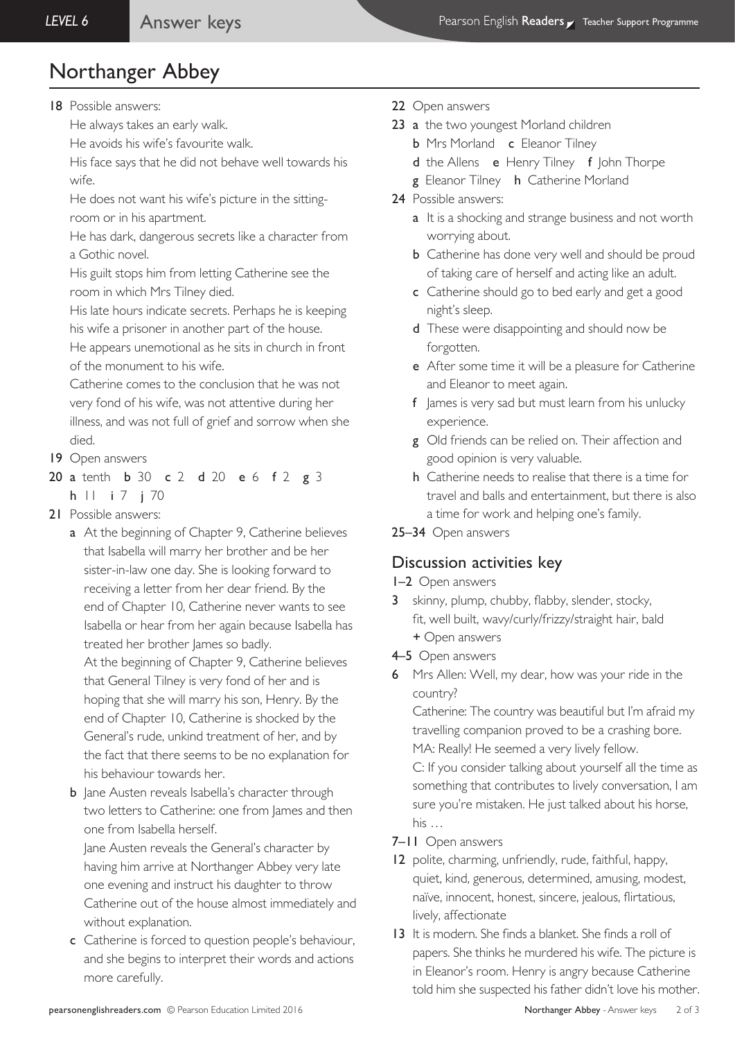# Northanger Abbey

18 Possible answers:

He always takes an early walk.

He avoids his wife's favourite walk.

His face says that he did not behave well towards his wife.

He does not want his wife's picture in the sitting-room or in his apartment.

He has dark, dangerous secrets like a character from a Gothic novel.

His guilt stops him from letting Catherine see the room in which Mrs Tilney died.

His late hours indicate secrets. Perhaps he is keeping his wife a prisoner in another part of the house.

He appears unemotional as he sits in church in front of the monument to his wife.

Catherine comes to the conclusion that he was not very fond of his wife, was not attentive during her illness, and was not full of grief and sorrow when she died.

19 Open answers

20 **a** tenth **b** 30 **c** 2 **d** 20 **e** 6 **f** 2 **g** 3 **h** 11 **i** 7 **j** 70

21 Possible answers:

**a** At the beginning of Chapter 9, Catherine believes that Isabella will marry her brother and be her sister-in-law one day. She is looking forward to receiving a letter from her dear friend. By the end of Chapter 10, Catherine never wants to see Isabella or hear from her again because Isabella has treated her brother James so badly.

At the beginning of Chapter 9, Catherine believes that General Tilney is very fond of her and is hoping that she will marry his son, Henry. By the end of Chapter 10, Catherine is shocked by the General's rude, unkind treatment of her, and by the fact that there seems to be no explanation for his behaviour towards her.

**b** Jane Austen reveals Isabella's character through two letters to Catherine: one from James and then one from Isabella herself.

Jane Austen reveals the General's character by having him arrive at Northanger Abbey very late one evening and instruct his daughter to throw Catherine out of the house almost immediately and without explanation.

**c** Catherine is forced to question people's behaviour, and she begins to interpret their words and actions more carefully.

22 Open answers

23 **a** the two youngest Morland children **b** Mrs Morland **c** Eleanor Tilney **d** the Allens **e** Henry Tilney **f** John Thorpe **g** Eleanor Tilney **h** Catherine Morland

24 Possible answers:

**a** It is a shocking and strange business and not worth worrying about.

**b** Catherine has done very well and should be proud of taking care of herself and acting like an adult.

**c** Catherine should go to bed early and get a good night's sleep.

**d** These were disappointing and should now be forgotten.

**e** After some time it will be a pleasure for Catherine and Eleanor to meet again.

**f** James is very sad but must learn from his unlucky experience.

**g** Old friends can be relied on. Their affection and good opinion is very valuable.

**h** Catherine needs to realise that there is a time for travel and balls and entertainment, but there is also a time for work and helping one's family.

25–34 Open answers

## Discussion activities key

1–2 Open answers

3 skinny, plump, chubby, flabby, slender, stocky, fit, well built, wavy/curly/frizzy/straight hair, bald
+ Open answers

4–5 Open answers

6 Mrs Allen: Well, my dear, how was your ride in the country?

Catherine: The country was beautiful but I'm afraid my travelling companion proved to be a crashing bore.

MA: Really! He seemed a very lively fellow.

C: If you consider talking about yourself all the time as something that contributes to lively conversation, I am sure you're mistaken. He just talked about his horse, his …

7–11 Open answers

12 polite, charming, unfriendly, rude, faithful, happy, quiet, kind, generous, determined, amusing, modest, naïve, innocent, honest, sincere, jealous, flirtatious, lively, affectionate

13 It is modern. She finds a blanket. She finds a roll of papers. She thinks he murdered his wife. The picture is in Eleanor's room. Henry is angry because Catherine told him she suspected his father didn't love his mother.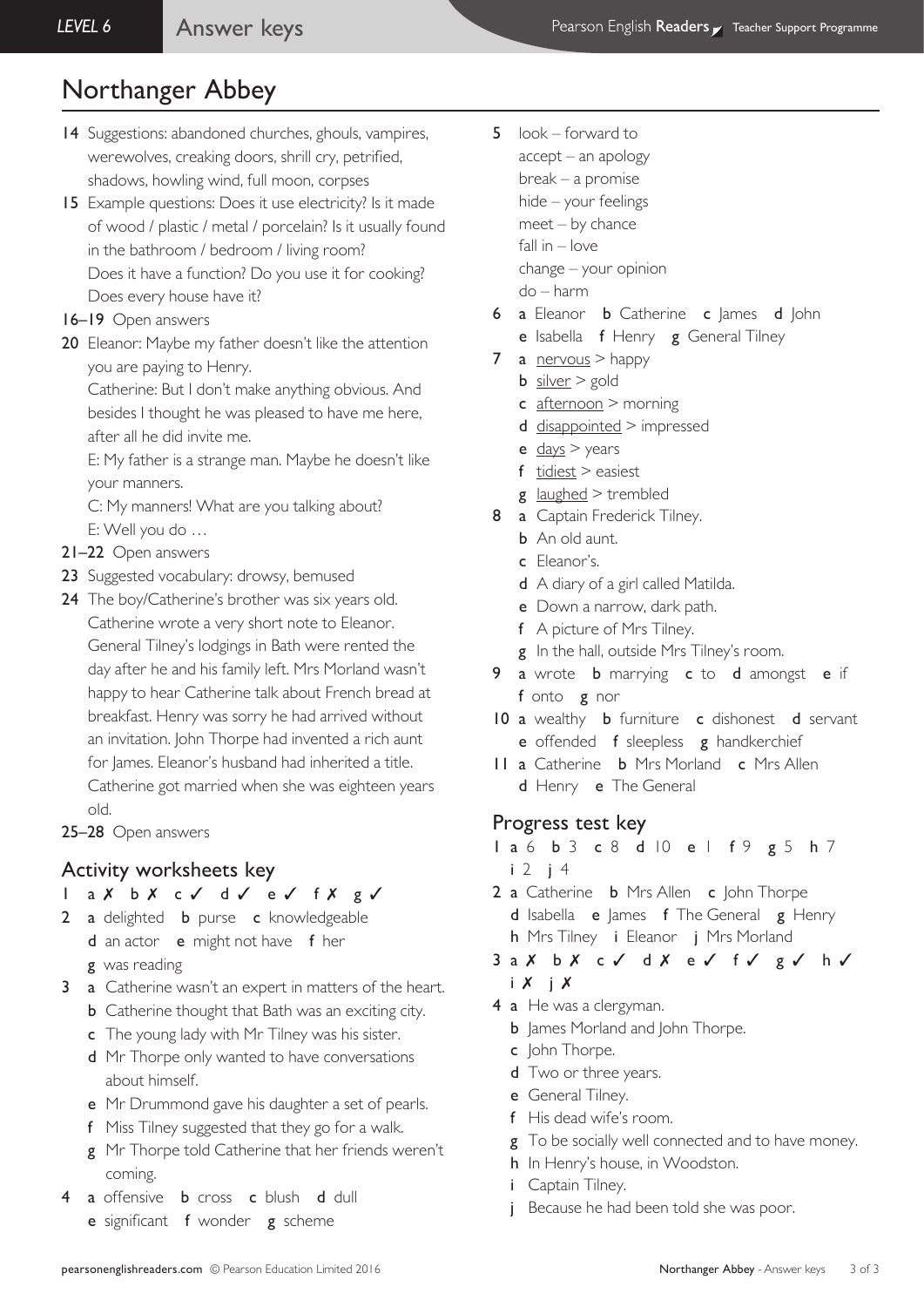# Northanger Abbey

14 Suggestions: abandoned churches, ghouls, vampires, werewolves, creaking doors, shrill cry, petrified, shadows, howling wind, full moon, corpses

15 Example questions: Does it use electricity? Is it made of wood / plastic / metal / porcelain? Is it usually found in the bathroom / bedroom / living room? Does it have a function? Do you use it for cooking? Does every house have it?

16–19 Open answers

20 Eleanor: Maybe my father doesn't like the attention you are paying to Henry.
Catherine: But I don't make anything obvious. And besides I thought he was pleased to have me here, after all he did invite me.
E: My father is a strange man. Maybe he doesn't like your manners.
C: My manners! What are you talking about?
E: Well you do …

21–22 Open answers

23 Suggested vocabulary: drowsy, bemused

24 The boy/Catherine's brother was six years old. Catherine wrote a very short note to Eleanor. General Tilney's lodgings in Bath were rented the day after he and his family left. Mrs Morland wasn't happy to hear Catherine talk about French bread at breakfast. Henry was sorry he had arrived without an invitation. John Thorpe had invented a rich aunt for James. Eleanor's husband had inherited a title. Catherine got married when she was eighteen years old.

25–28 Open answers

## Activity worksheets key

1 a ✗ b ✗ c ✓ d ✓ e ✓ f ✗ g ✓

2 a delighted b purse c knowledgeable d an actor e might not have f her g was reading

3 a Catherine wasn't an expert in matters of the heart.
b Catherine thought that Bath was an exciting city.
c The young lady with Mr Tilney was his sister.
d Mr Thorpe only wanted to have conversations about himself.
e Mr Drummond gave his daughter a set of pearls.
f Miss Tilney suggested that they go for a walk.
g Mr Thorpe told Catherine that her friends weren't coming.

4 a offensive b cross c blush d dull e significant f wonder g scheme

5 look – forward to
accept – an apology
break – a promise
hide – your feelings
meet – by chance
fall in – love
change – your opinion
do – harm

6 a Eleanor b Catherine c James d John e Isabella f Henry g General Tilney

7 a nervous > happy
b silver > gold
c afternoon > morning
d disappointed > impressed
e days > years
f tidiest > easiest
g laughed > trembled

8 a Captain Frederick Tilney.
b An old aunt.
c Eleanor's.
d A diary of a girl called Matilda.
e Down a narrow, dark path.
f A picture of Mrs Tilney.
g In the hall, outside Mrs Tilney's room.

9 a wrote b marrying c to d amongst e if f onto g nor

10 a wealthy b furniture c dishonest d servant e offended f sleepless g handkerchief

11 a Catherine b Mrs Morland c Mrs Allen d Henry e The General

## Progress test key

1 a 6 b 3 c 8 d 10 e 1 f 9 g 5 h 7 i 2 j 4

2 a Catherine b Mrs Allen c John Thorpe d Isabella e James f The General g Henry h Mrs Tilney i Eleanor j Mrs Morland

3 a ✗ b ✗ c ✓ d ✗ e ✓ f ✓ g ✓ h ✓ i ✗ j ✗

4 a He was a clergyman.
b James Morland and John Thorpe.
c John Thorpe.
d Two or three years.
e General Tilney.
f His dead wife's room.
g To be socially well connected and to have money.
h In Henry's house, in Woodston.
i Captain Tilney.
j Because he had been told she was poor.